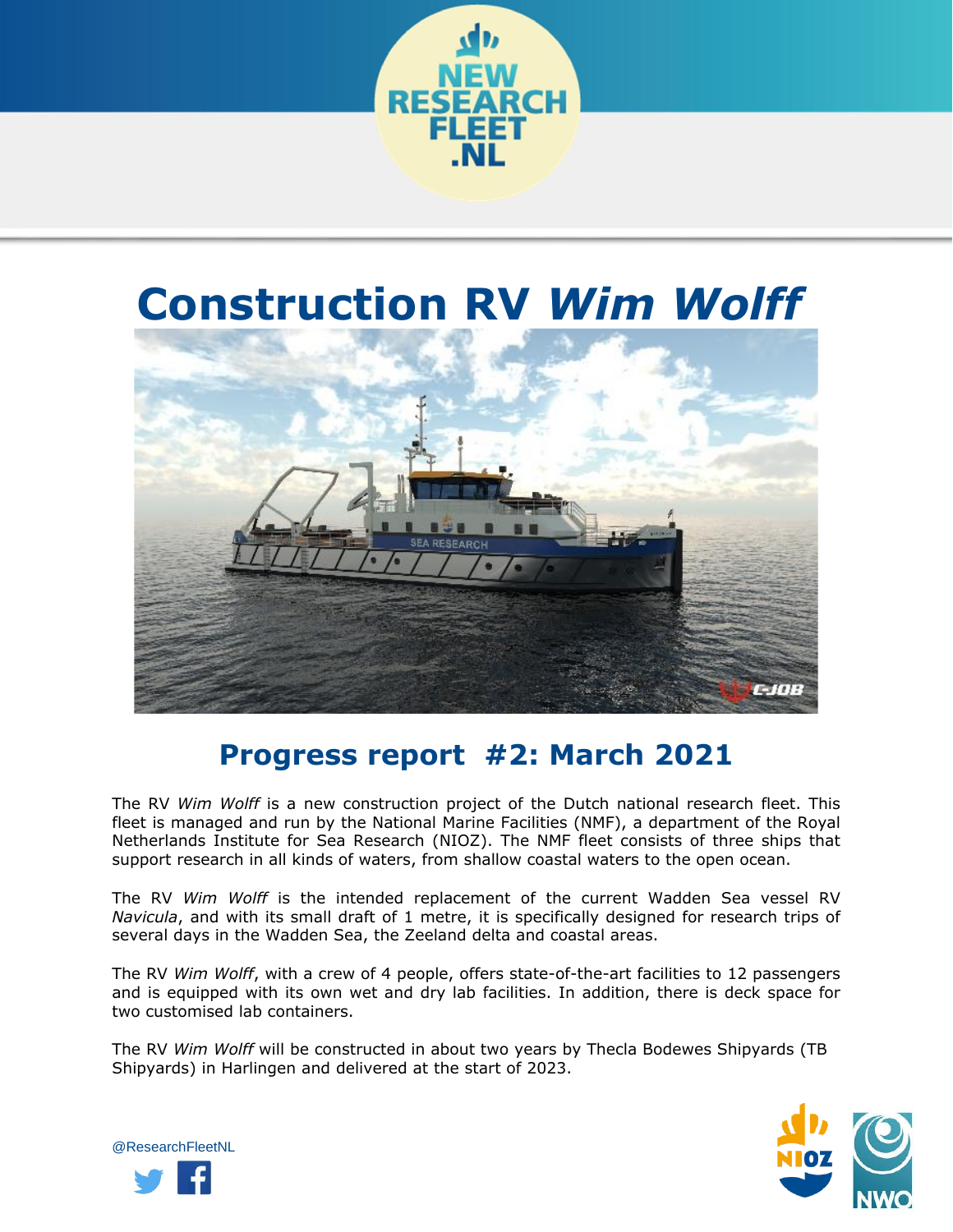# Construction RV *Wim Wolff*

## Progress report #2: March 2021

The RV *Wim Wolff* is a new construction project of the Dutch national research fleet. This fleet is managed and run by the National Marine Facilities (NMF), a department of the Royal Netherlands Institute for Sea Research (NIOZ). The NMF fleet consists of three ships that support research in all kinds of waters, from shallow coastal waters to the open ocean.

The RV *Wim Wolff* is the intended replacement of the current Wadden Sea vessel RV *Navicula*, and with its small draft of 1 metre, it is specifically designed for research trips of several days in the Wadden Sea, the Zeeland delta and coastal areas.

The RV *Wim Wolff*, with a crew of 4 people, offers state-of-the-art facilities to 12 passengers and is equipped with its own wet and dry lab facilities. In addition, there is deck space for two customised lab containers.

The RV *Wim Wolff* will be constructed in about two years by Thecla Bodewes Shipyards (TB Shipyards) in Harlingen and delivered at the start of 2023.

@ResearchFleetNL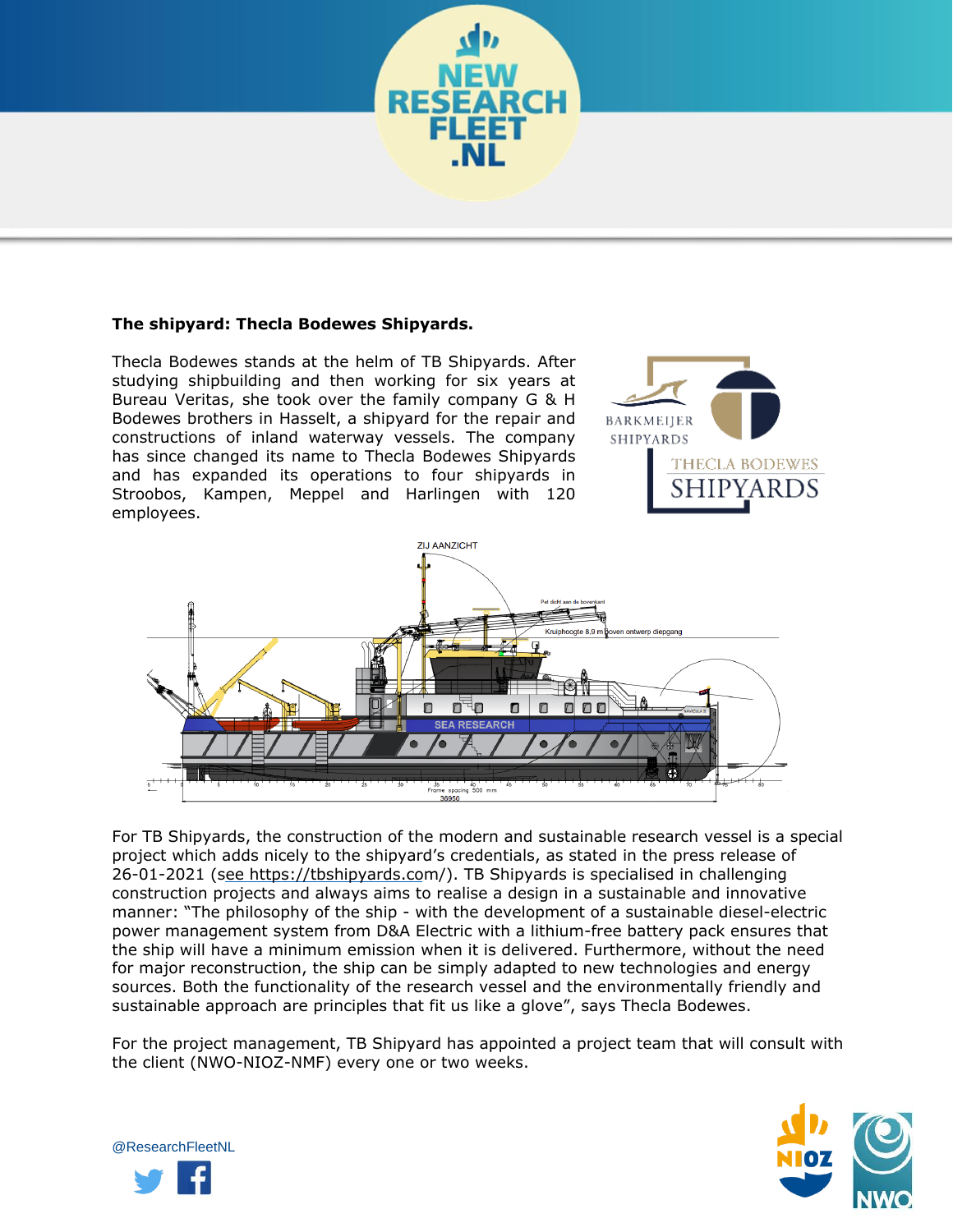**The shipyard: Thecla Bodewes Shipyards.**

Thecla Bodewes stands at the helm of TB Shipyards. After studying shipbuilding and then working for six years at Bureau Veritas, she took over the family company G & H Bodewes brothers in Hasselt, a shipyard for the repair and constructions of inland waterway vessels. The company has since changed its name to Thecla Bodewes Shipyards and has expanded its operations to four shipyards in Stroobos, Kampen, Meppel and Harlingen with 120 employees.

For TB Shipyards, the construction of the modern and sustainable research vessel is a special project which adds nicely to the shipyard's credentials, as stated in the press release of 26-01-2021 (see https://tbshipyards.com/). TB Shipyards is specialised in challenging construction projects and always aims to realise a design in a sustainable and innovative manner: "The philosophy of the ship - with the development of a sustainable diesel-electric power management system from D&A Electric with a lithium-free battery pack ensures that the ship will have a minimum emission when it is delivered. Furthermore, without the need for major reconstruction, the ship can be simply adapted to new technologies and energy sources. Both the functionality of the research vessel and the environmentally friendly and sustainable approach are principles that fit us like a glove", says Thecla Bodewes.

For the project management, TB Shipyard has appointed a project team that will consult with the client (NWO-NIOZ-NMF) every one or two weeks.

@ResearchFleetNL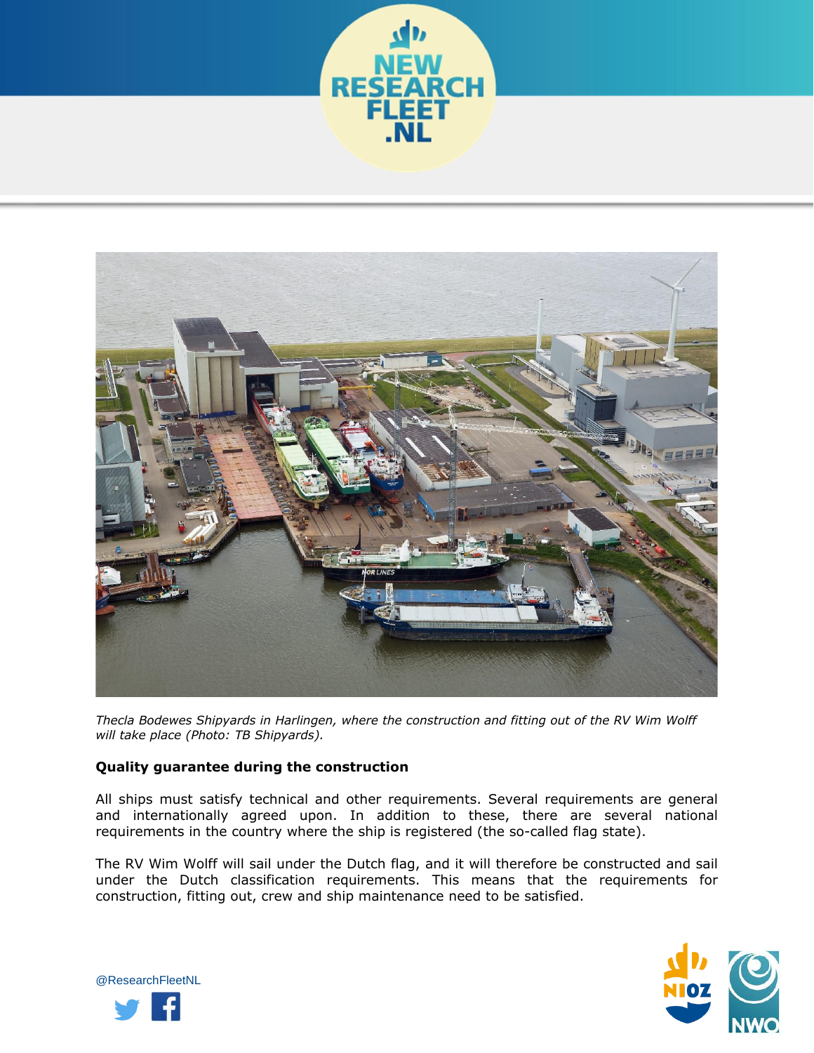*Thecla Bodewes Shipyards in Harlingen, where the construction and fitting out of the RV Wim Wolff will take place (Photo: TB Shipyards).*

**Quality guarantee during the construction**

All ships must satisfy technical and other requirements. Several requirements are general and internationally agreed upon. In addition to these, there are several national requirements in the country where the ship is registered (the so-called flag state).

The RV Wim Wolff will sail under the Dutch flag, and it will therefore be constructed and sail under the Dutch classification requirements. This means that the requirements for construction, fitting out, crew and ship maintenance need to be satisfied.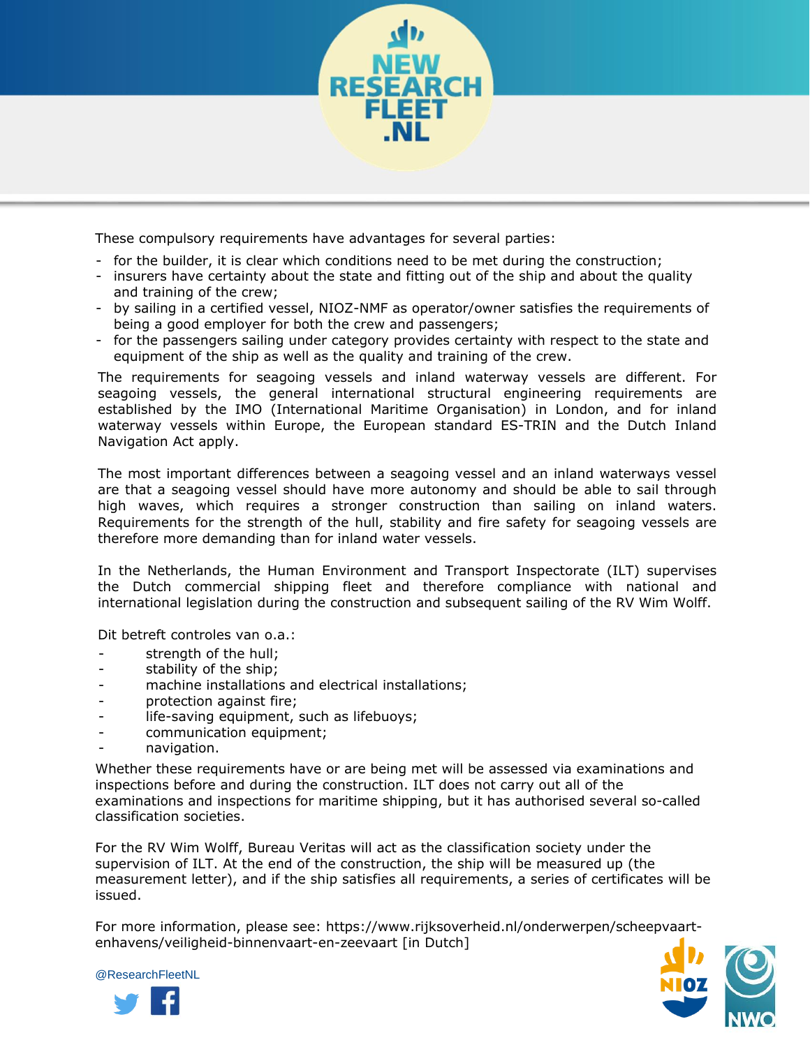These compulsory requirements have advantages for several parties:

- for the builder, it is clear which conditions need to be met during the construction;
- insurers have certainty about the state and fitting out of the ship and about the quality and training of the crew;
- by sailing in a certified vessel, NIOZ-NMF as operator/owner satisfies the requirements of being a good employer for both the crew and passengers;
- for the passengers sailing under category provides certainty with respect to the state and equipment of the ship as well as the quality and training of the crew.

The requirements for seagoing vessels and inland waterway vessels are different. For seagoing vessels, the general international structural engineering requirements are established by the IMO (International Maritime Organisation) in London, and for inland waterway vessels within Europe, the European standard ES-TRIN and the Dutch Inland Navigation Act apply.

The most important differences between a seagoing vessel and an inland waterways vessel are that a seagoing vessel should have more autonomy and should be able to sail through high waves, which requires a stronger construction than sailing on inland waters. Requirements for the strength of the hull, stability and fire safety for seagoing vessels are therefore more demanding than for inland water vessels.

In the Netherlands, the Human Environment and Transport Inspectorate (ILT) supervises the Dutch commercial shipping fleet and therefore compliance with national and international legislation during the construction and subsequent sailing of the RV Wim Wolff.

Dit betreft controles van o.a.:

- strength of the hull;
- stability of the ship;
- machine installations and electrical installations;
- protection against fire;
- life-saving equipment, such as lifebuoys;
- communication equipment;
- navigation.

Whether these requirements have or are being met will be assessed via examinations and inspections before and during the construction. ILT does not carry out all of the examinations and inspections for maritime shipping, but it has authorised several so-called classification societies.

For the RV Wim Wolff, Bureau Veritas will act as the classification society under the supervision of ILT. At the end of the construction, the ship will be measured up (the measurement letter), and if the ship satisfies all requirements, a series of certificates will be issued.

For more information, please see: https://www.rijksoverheid.nl/onderwerpen/scheepvaart-enhavens/veiligheid-binnenvaart-en-zeevaart [in Dutch]

@ResearchFleetNL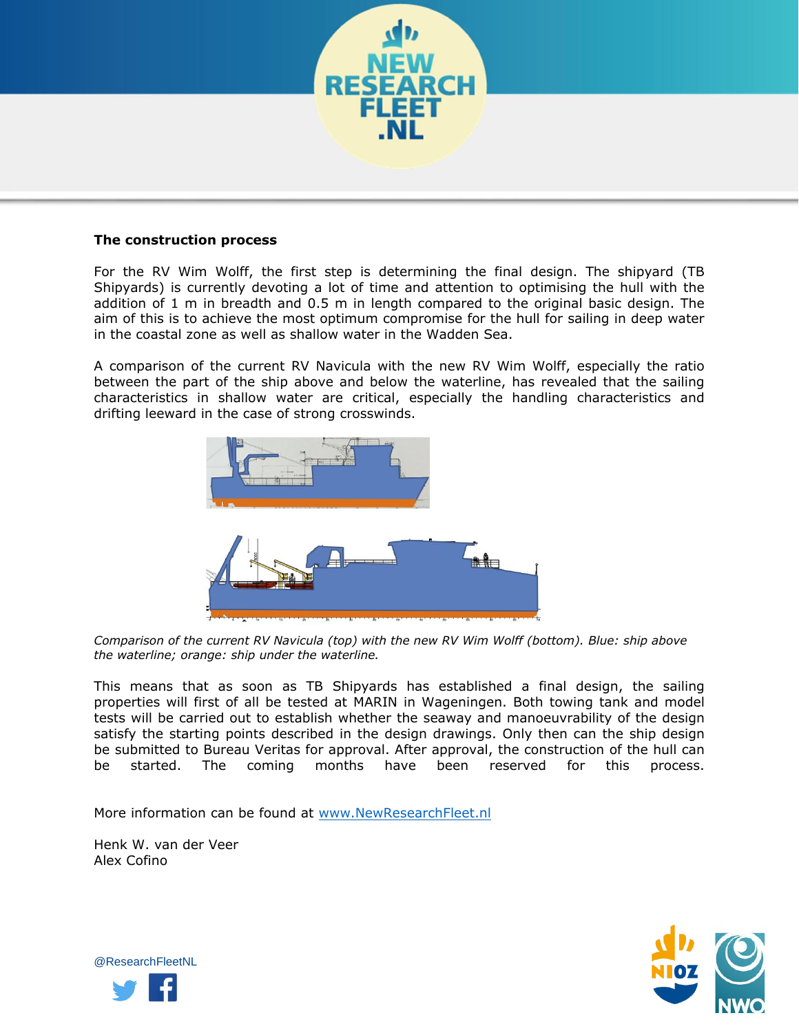**The construction process**

For the RV Wim Wolff, the first step is determining the final design. The shipyard (TB Shipyards) is currently devoting a lot of time and attention to optimising the hull with the addition of 1 m in breadth and 0.5 m in length compared to the original basic design. The aim of this is to achieve the most optimum compromise for the hull for sailing in deep water in the coastal zone as well as shallow water in the Wadden Sea.

A comparison of the current RV Navicula with the new RV Wim Wolff, especially the ratio between the part of the ship above and below the waterline, has revealed that the sailing characteristics in shallow water are critical, especially the handling characteristics and drifting leeward in the case of strong crosswinds.

*Comparison of the current RV Navicula (top) with the new RV Wim Wolff (bottom). Blue: ship above the waterline; orange: ship under the waterline.*

This means that as soon as TB Shipyards has established a final design, the sailing properties will first of all be tested at MARIN in Wageningen. Both towing tank and model tests will be carried out to establish whether the seaway and manoeuvrability of the design satisfy the starting points described in the design drawings. Only then can the ship design be submitted to Bureau Veritas for approval. After approval, the construction of the hull can be started. The coming months have been reserved for this process.

More information can be found at www.NewResearchFleet.nl

Henk W. van der Veer
Alex Cofino

@ResearchFleetNL